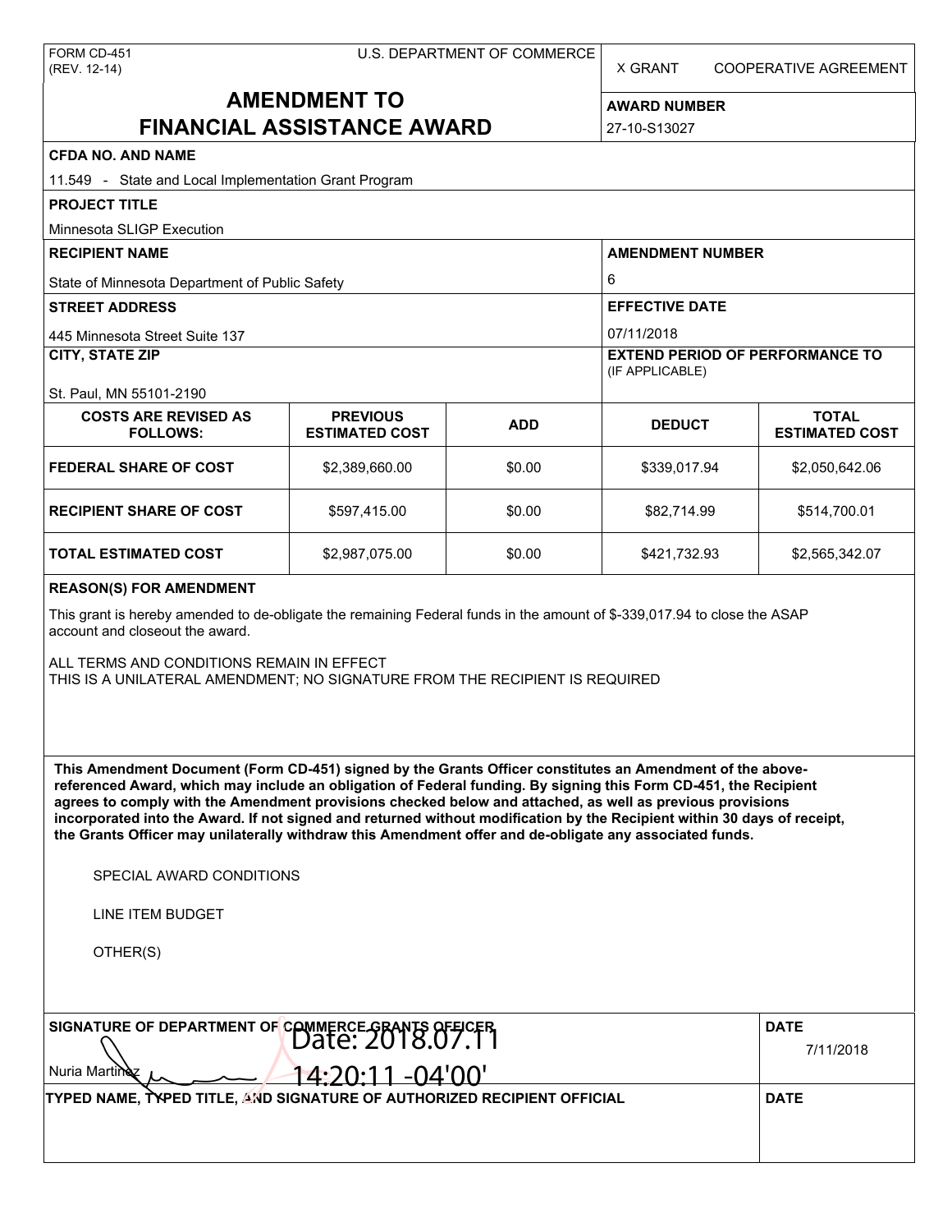FORM CD-451
(REV. 12-14)

U.S. DEPARTMENT OF COMMERCE

X GRANT    COOPERATIVE AGREEMENT

# AMENDMENT TO FINANCIAL ASSISTANCE AWARD

**AWARD NUMBER**

27-10-S13027

**CFDA NO. AND NAME**

11.549 - State and Local Implementation Grant Program

**PROJECT TITLE**

Minnesota SLIGP Execution

**RECIPIENT NAME**

State of Minnesota Department of Public Safety

**AMENDMENT NUMBER**

6

**STREET ADDRESS**

445 Minnesota Street Suite 137

**EFFECTIVE DATE**

07/11/2018

**CITY, STATE ZIP**

St. Paul, MN 55101-2190

**EXTEND PERIOD OF PERFORMANCE TO** (IF APPLICABLE)

| COSTS ARE REVISED AS FOLLOWS: | PREVIOUS ESTIMATED COST | ADD | DEDUCT | TOTAL ESTIMATED COST |
|---|---|---|---|---|
| **FEDERAL SHARE OF COST** | $2,389,660.00 | $0.00 | $339,017.94 | $2,050,642.06 |
| **RECIPIENT SHARE OF COST** | $597,415.00 | $0.00 | $82,714.99 | $514,700.01 |
| **TOTAL ESTIMATED COST** | $2,987,075.00 | $0.00 | $421,732.93 | $2,565,342.07 |

**REASON(S) FOR AMENDMENT**

This grant is hereby amended to de-obligate the remaining Federal funds in the amount of $-339,017.94 to close the ASAP account and closeout the award.

ALL TERMS AND CONDITIONS REMAIN IN EFFECT
THIS IS A UNILATERAL AMENDMENT; NO SIGNATURE FROM THE RECIPIENT IS REQUIRED

**This Amendment Document (Form CD-451) signed by the Grants Officer constitutes an Amendment of the above-referenced Award, which may include an obligation of Federal funding. By signing this Form CD-451, the Recipient agrees to comply with the Amendment provisions checked below and attached, as well as previous provisions incorporated into the Award. If not signed and returned without modification by the Recipient within 30 days of receipt, the Grants Officer may unilaterally withdraw this Amendment offer and de-obligate any associated funds.**

SPECIAL AWARD CONDITIONS

LINE ITEM BUDGET

OTHER(S)

**SIGNATURE OF DEPARTMENT OF COMMERCE GRANTS OFFICER**

Nuria Martinez

Date: 2018.07.11 14:20:11 -04'00'

**DATE**

7/11/2018

**TYPED NAME, TYPED TITLE, AND SIGNATURE OF AUTHORIZED RECIPIENT OFFICIAL**

**DATE**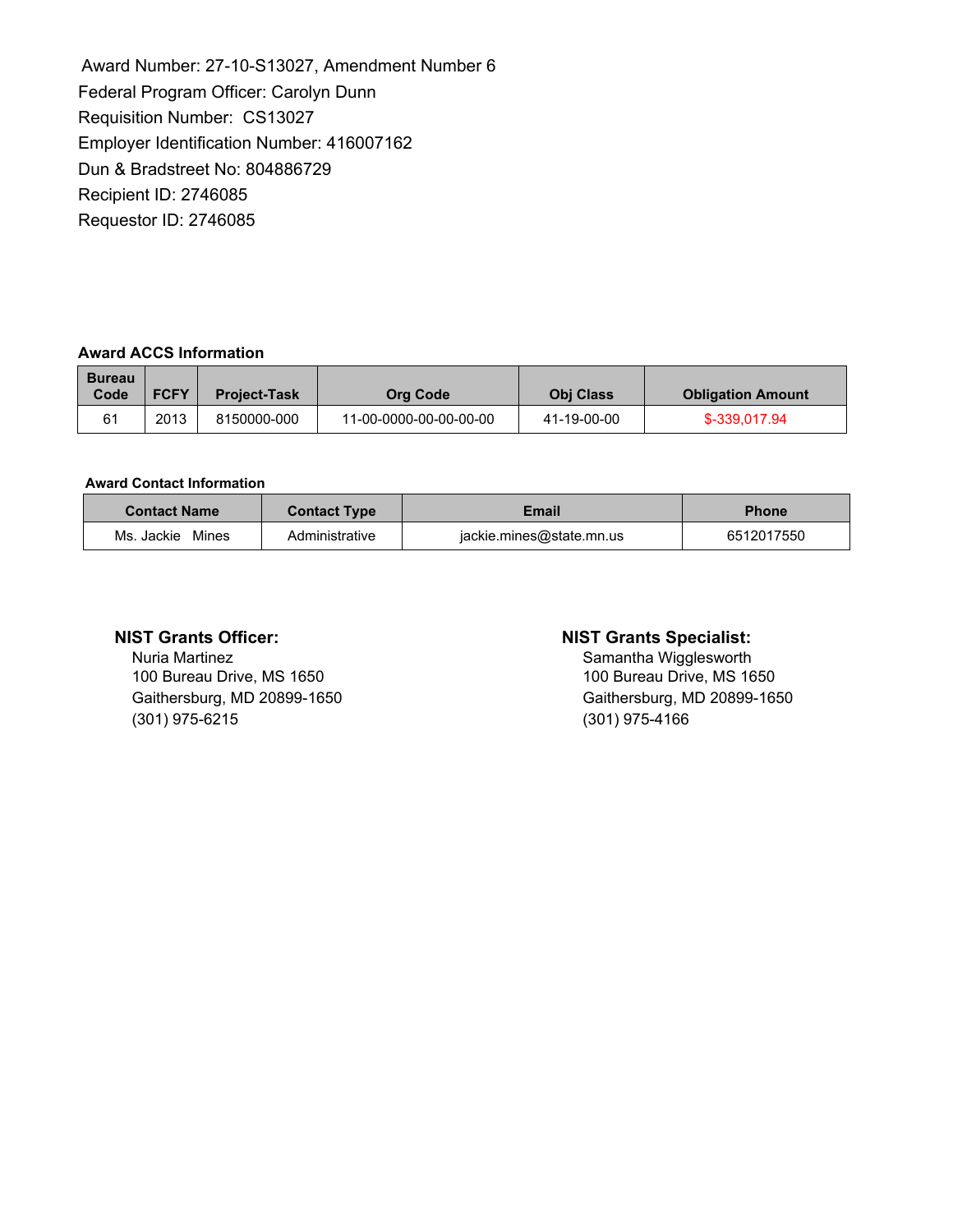Award Number: 27-10-S13027, Amendment Number 6
Federal Program Officer: Carolyn Dunn
Requisition Number: CS13027
Employer Identification Number: 416007162
Dun & Bradstreet No: 804886729
Recipient ID: 2746085
Requestor ID: 2746085

**Award ACCS Information**

| Bureau Code | FCFY | Project-Task | Org Code | Obj Class | Obligation Amount |
|---|---|---|---|---|---|
| 61 | 2013 | 8150000-000 | 11-00-0000-00-00-00-00 | 41-19-00-00 | $-339,017.94 |

**Award Contact Information**

| Contact Name | Contact Type | Email | Phone |
|---|---|---|---|
| Ms. Jackie Mines | Administrative | jackie.mines@state.mn.us | 6512017550 |

**NIST Grants Officer:**
Nuria Martinez
100 Bureau Drive, MS 1650
Gaithersburg, MD 20899-1650
(301) 975-6215

**NIST Grants Specialist:**
Samantha Wigglesworth
100 Bureau Drive, MS 1650
Gaithersburg, MD 20899-1650
(301) 975-4166